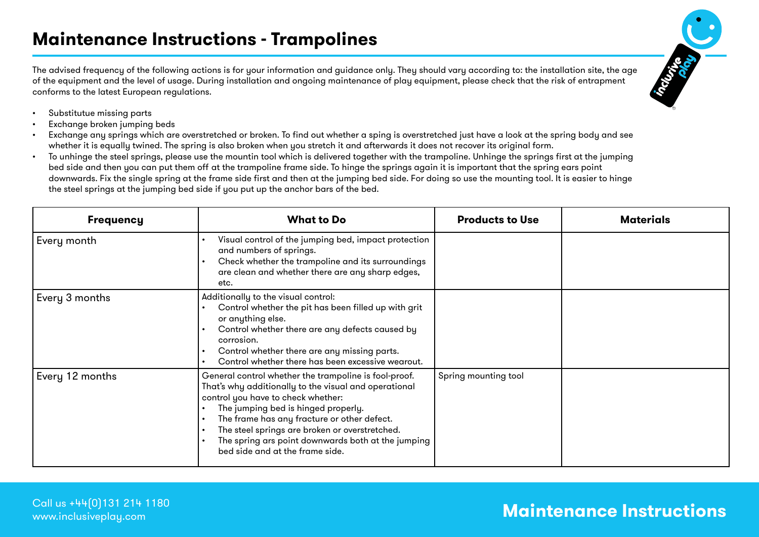# Maintenance Instructions - Trampolines

The advised frequency of the following actions is for your information and guidance only. They should vary according to: the installation site, the age of the equipment and the level of usage. During installation and ongoing maintenance of play equipment, please check that the risk of entrapment conforms to the latest European regulations.

- Substitutue missing parts
- Exchange broken jumping beds
- Exchange any springs which are overstretched or broken. To find out whether a sping is overstretched just have a look at the spring body and see whether it is equally twined. The spring is also broken when you stretch it and afterwards it does not recover its original form.
- To unhinge the steel springs, please use the mountin tool which is delivered together with the trampoline. Unhinge the springs first at the jumping bed side and then you can put them off at the trampoline frame side. To hinge the springs again it is important that the spring ears point downwards. Fix the single spring at the frame side first and then at the jumping bed side. For doing so use the mounting tool. It is easier to hinge the steel springs at the jumping bed side if you put up the anchor bars of the bed.

| Frequency | What to Do | Products to Use | Materials |
|---|---|---|---|
| Every month | • Visual control of the jumping bed, impact protection and numbers of springs.<br>• Check whether the trampoline and its surroundings are clean and whether there are any sharp edges, etc. | | |
| Every 3 months | Additionally to the visual control:<br>• Control whether the pit has been filled up with grit or anything else.<br>• Control whether there are any defects caused by corrosion.<br>• Control whether there are any missing parts.<br>• Control whether there has been excessive wearout. | | |
| Every 12 months | General control whether the trampoline is fool-proof. That's why additionally to the visual and operational control you have to check whether:<br>• The jumping bed is hinged properly.<br>• The frame has any fracture or other defect.<br>• The steel springs are broken or overstretched.<br>• The spring ars point downwards both at the jumping bed side and at the frame side. | Spring mounting tool | |

Call us +44(0)131 214 1180
www.inclusiveplay.com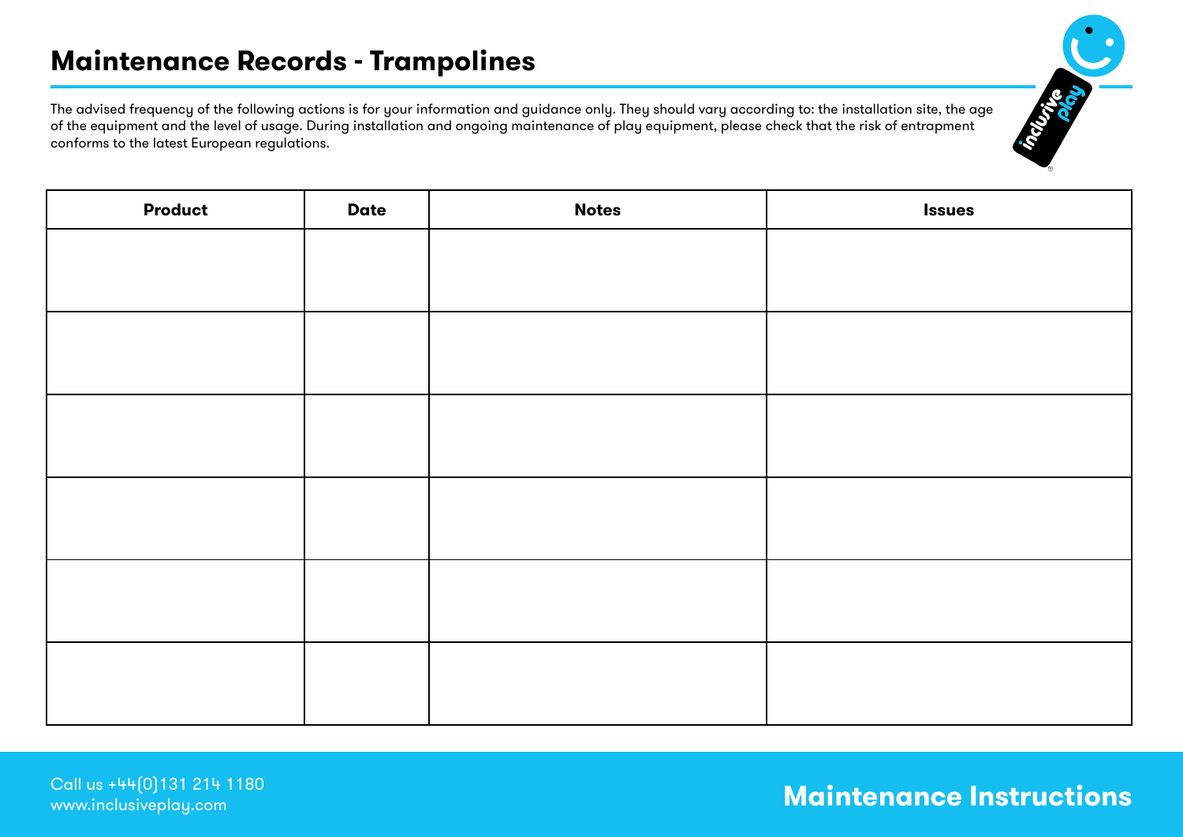# Maintenance Records - Trampolines

The advised frequency of the following actions is for your information and guidance only. They should vary according to: the installation site, the age of the equipment and the level of usage. During installation and ongoing maintenance of play equipment, please check that the risk of entrapment conforms to the latest European regulations.

| Product | Date | Notes | Issues |
|---|---|---|---|
| | | | |
| | | | |
| | | | |
| | | | |
| | | | |
| | | | |

Call us +44(0)131 214 1180
www.inclusiveplay.com

**Maintenance Instructions**